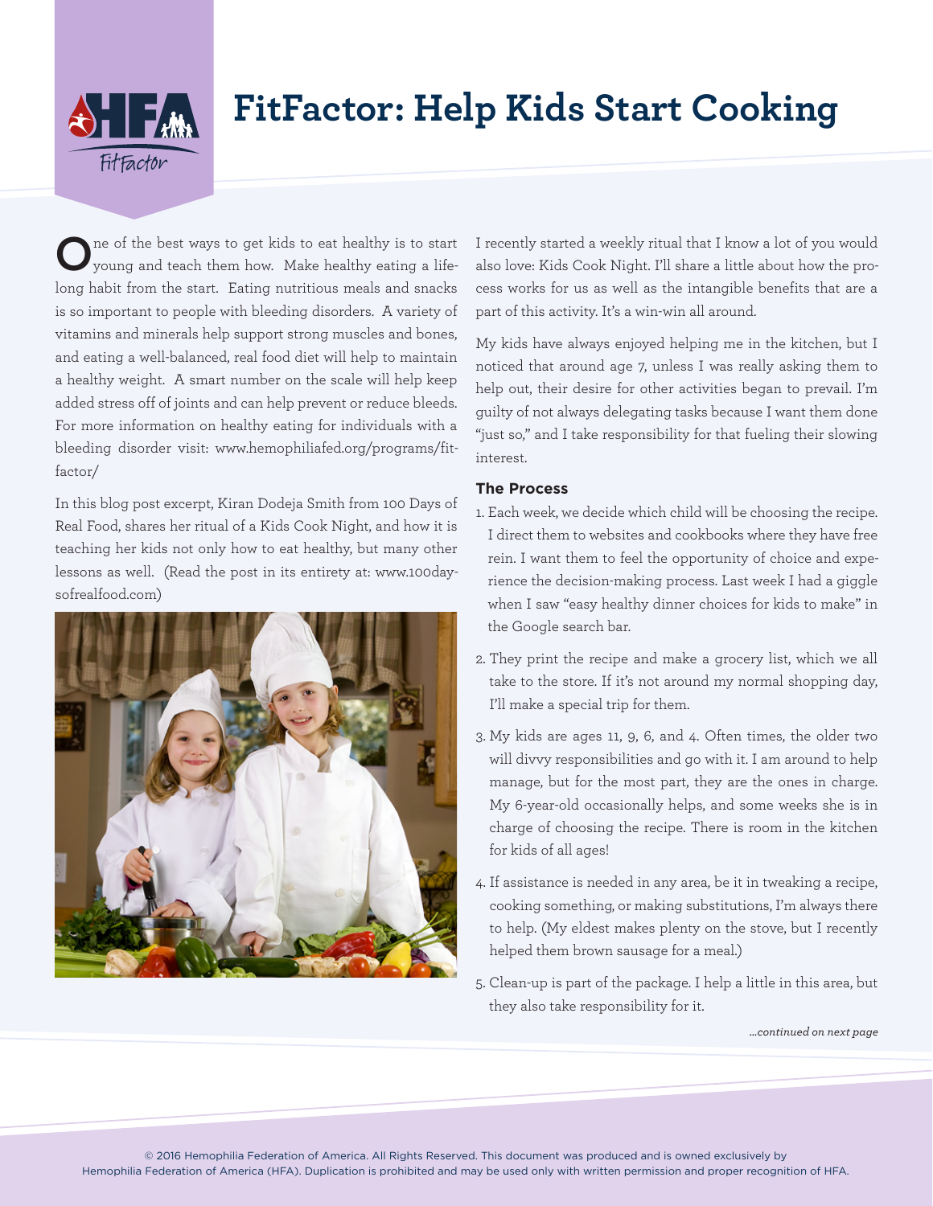# FitFactor: Help Kids Start Cooking

One of the best ways to get kids to eat healthy is to start young and teach them how. Make healthy eating a lifelong habit from the start. Eating nutritious meals and snacks is so important to people with bleeding disorders. A variety of vitamins and minerals help support strong muscles and bones, and eating a well-balanced, real food diet will help to maintain a healthy weight. A smart number on the scale will help keep added stress off of joints and can help prevent or reduce bleeds. For more information on healthy eating for individuals with a bleeding disorder visit: www.hemophiliafed.org/programs/fitfactor/

In this blog post excerpt, Kiran Dodeja Smith from 100 Days of Real Food, shares her ritual of a Kids Cook Night, and how it is teaching her kids not only how to eat healthy, but many other lessons as well. (Read the post in its entirety at: www.100daysofrealfood.com)

I recently started a weekly ritual that I know a lot of you would also love: Kids Cook Night. I'll share a little about how the process works for us as well as the intangible benefits that are a part of this activity. It's a win-win all around.

My kids have always enjoyed helping me in the kitchen, but I noticed that around age 7, unless I was really asking them to help out, their desire for other activities began to prevail. I'm guilty of not always delegating tasks because I want them done "just so," and I take responsibility for that fueling their slowing interest.

### The Process

1. Each week, we decide which child will be choosing the recipe. I direct them to websites and cookbooks where they have free rein. I want them to feel the opportunity of choice and experience the decision-making process. Last week I had a giggle when I saw "easy healthy dinner choices for kids to make" in the Google search bar.
2. They print the recipe and make a grocery list, which we all take to the store. If it's not around my normal shopping day, I'll make a special trip for them.
3. My kids are ages 11, 9, 6, and 4. Often times, the older two will divvy responsibilities and go with it. I am around to help manage, but for the most part, they are the ones in charge. My 6-year-old occasionally helps, and some weeks she is in charge of choosing the recipe. There is room in the kitchen for kids of all ages!
4. If assistance is needed in any area, be it in tweaking a recipe, cooking something, or making substitutions, I'm always there to help. (My eldest makes plenty on the stove, but I recently helped them brown sausage for a meal.)
5. Clean-up is part of the package. I help a little in this area, but they also take responsibility for it.

*...continued on next page*

© 2016 Hemophilia Federation of America. All Rights Reserved. This document was produced and is owned exclusively by Hemophilia Federation of America (HFA). Duplication is prohibited and may be used only with written permission and proper recognition of HFA.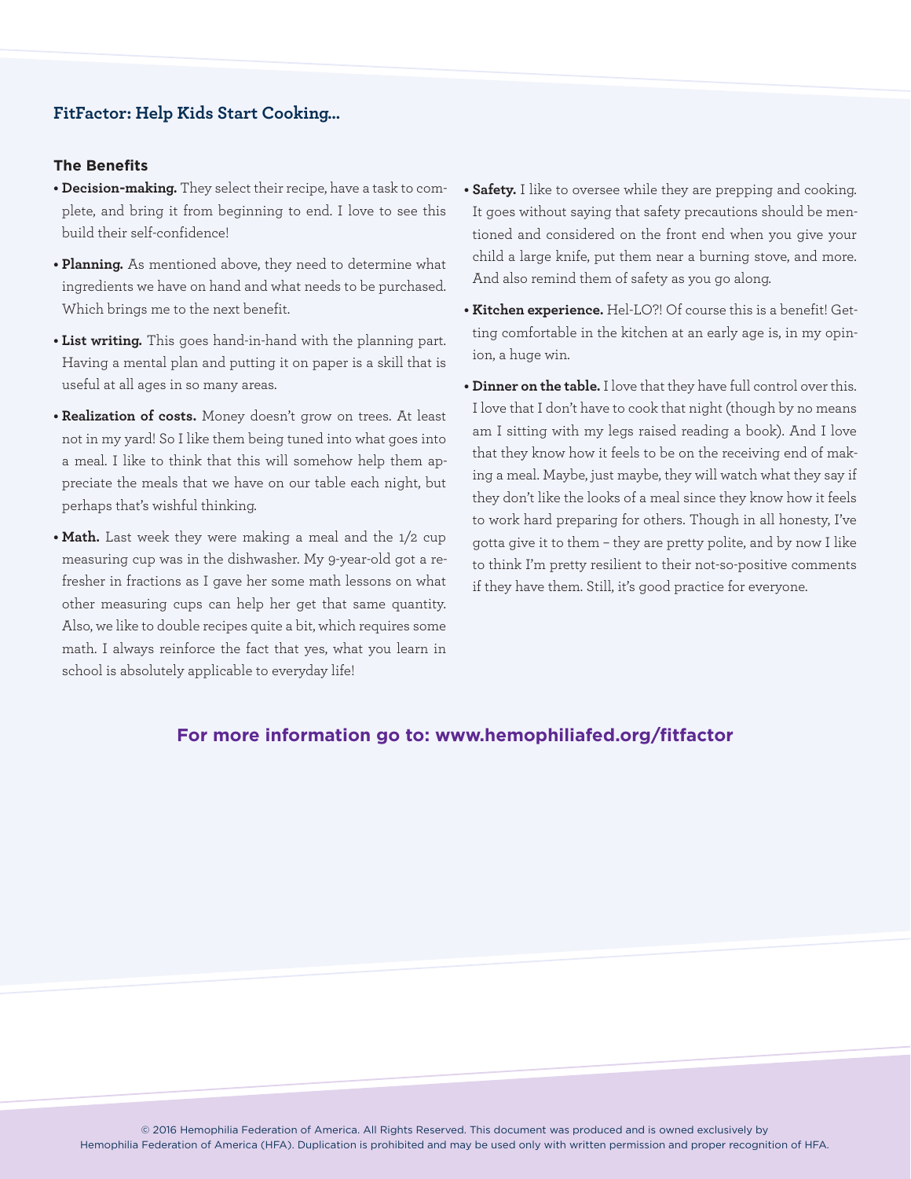## FitFactor: Help Kids Start Cooking...

### The Benefits

- **Decision-making.** They select their recipe, have a task to complete, and bring it from beginning to end. I love to see this build their self-confidence!
- **Planning.** As mentioned above, they need to determine what ingredients we have on hand and what needs to be purchased. Which brings me to the next benefit.
- **List writing.** This goes hand-in-hand with the planning part. Having a mental plan and putting it on paper is a skill that is useful at all ages in so many areas.
- **Realization of costs.** Money doesn't grow on trees. At least not in my yard! So I like them being tuned into what goes into a meal. I like to think that this will somehow help them appreciate the meals that we have on our table each night, but perhaps that's wishful thinking.
- **Math.** Last week they were making a meal and the 1/2 cup measuring cup was in the dishwasher. My 9-year-old got a refresher in fractions as I gave her some math lessons on what other measuring cups can help her get that same quantity. Also, we like to double recipes quite a bit, which requires some math. I always reinforce the fact that yes, what you learn in school is absolutely applicable to everyday life!
- **Safety.** I like to oversee while they are prepping and cooking. It goes without saying that safety precautions should be mentioned and considered on the front end when you give your child a large knife, put them near a burning stove, and more. And also remind them of safety as you go along.
- **Kitchen experience.** Hel-LO?! Of course this is a benefit! Getting comfortable in the kitchen at an early age is, in my opinion, a huge win.
- **Dinner on the table.** I love that they have full control over this. I love that I don't have to cook that night (though by no means am I sitting with my legs raised reading a book). And I love that they know how it feels to be on the receiving end of making a meal. Maybe, just maybe, they will watch what they say if they don't like the looks of a meal since they know how it feels to work hard preparing for others. Though in all honesty, I've gotta give it to them – they are pretty polite, and by now I like to think I'm pretty resilient to their not-so-positive comments if they have them. Still, it's good practice for everyone.

**For more information go to: www.hemophiliafed.org/fitfactor**

© 2016 Hemophilia Federation of America. All Rights Reserved. This document was produced and is owned exclusively by Hemophilia Federation of America (HFA). Duplication is prohibited and may be used only with written permission and proper recognition of HFA.